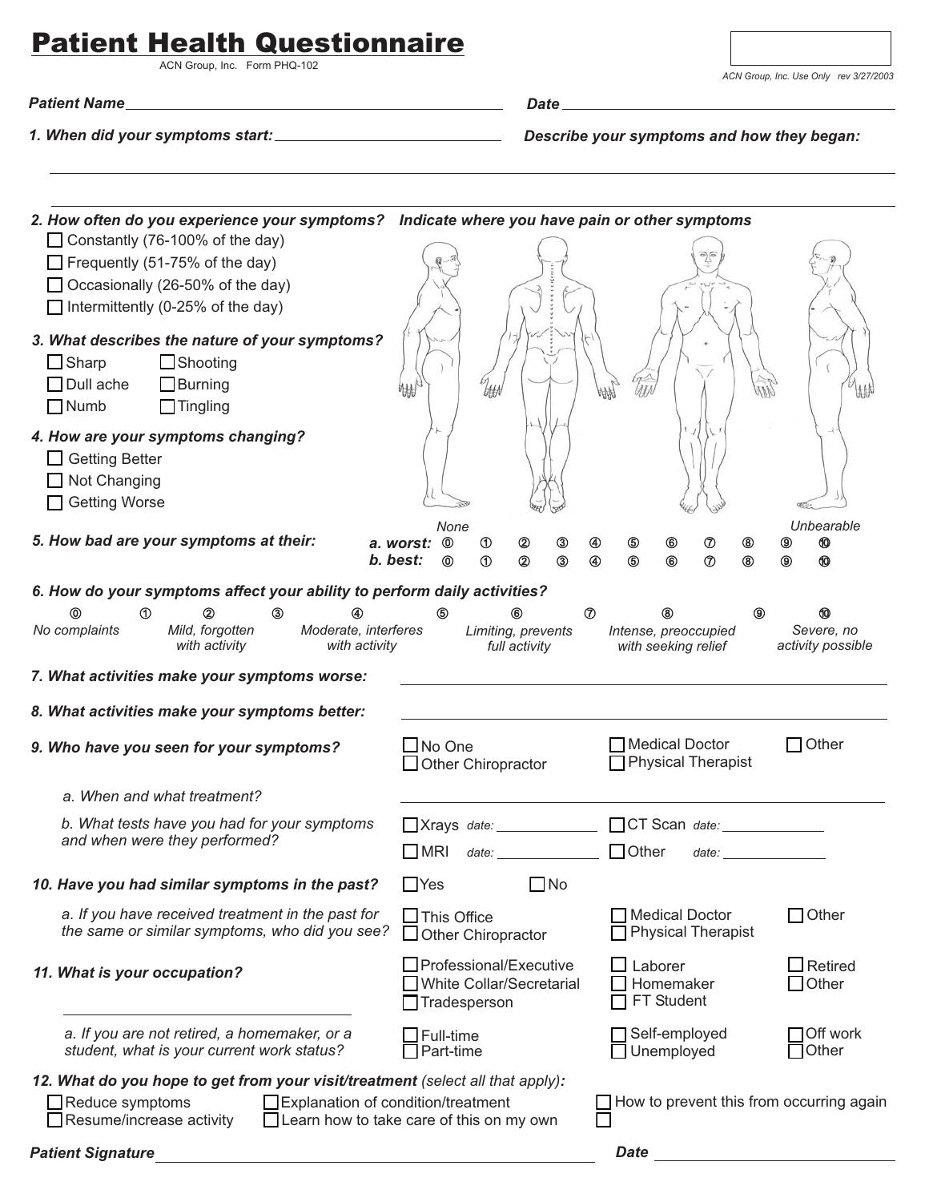# Patient Health Questionnaire

ACN Group, Inc. Form PHQ-102

ACN Group, Inc. Use Only rev 3/27/2003

***Patient Name*** ______________________ ***Date*** ______________________

***1. When did your symptoms start:*** ______________________ ***Describe your symptoms and how they began:***

______________________________________________

______________________________________________

***2. How often do you experience your symptoms?***

- ☐ Constantly (76-100% of the day)
- ☐ Frequently (51-75% of the day)
- ☐ Occasionally (26-50% of the day)
- ☐ Intermittently (0-25% of the day)

***Indicate where you have pain or other symptoms***

***3. What describes the nature of your symptoms?***

- ☐ Sharp ☐ Shooting
- ☐ Dull ache ☐ Burning
- ☐ Numb ☐ Tingling

***4. How are your symptoms changing?***

- ☐ Getting Better
- ☐ Not Changing
- ☐ Getting Worse

***5. How bad are your symptoms at their:***

| | None | | | | | | | | | | Unbearable |
|---|---|---|---|---|---|---|---|---|---|---|---|
| ***a. worst:*** | ⓪ | ① | ② | ③ | ④ | ⑤ | ⑥ | ⑦ | ⑧ | ⑨ | ⑩ |
| ***b. best:*** | ⓪ | ① | ② | ③ | ④ | ⑤ | ⑥ | ⑦ | ⑧ | ⑨ | ⑩ |

***6. How do your symptoms affect your ability to perform daily activities?***

| ⓪ | ① | ② | ③ | ④ | ⑤ | ⑥ | ⑦ | ⑧ | ⑨ | ⑩ |
|---|---|---|---|---|---|---|---|---|---|---|
| *No complaints* | | *Mild, forgotten with activity* | | *Moderate, interferes with activity* | | *Limiting, prevents full activity* | | *Intense, preoccupied with seeking relief* | | *Severe, no activity possible* |

***7. What activities make your symptoms worse:*** ______________________

***8. What activities make your symptoms better:*** ______________________

***9. Who have you seen for your symptoms?*** ☐ No One ☐ Other Chiropractor ☐ Medical Doctor ☐ Physical Therapist ☐ Other

*a. When and what treatment?* ______________________

*b. What tests have you had for your symptoms and when were they performed?*

☐ Xrays *date:* __________ ☐ CT Scan *date:* __________

☐ MRI *date:* __________ ☐ Other *date:* __________

***10. Have you had similar symptoms in the past?*** ☐ Yes ☐ No

*a. If you have received treatment in the past for the same or similar symptoms, who did you see?* ☐ This Office ☐ Other Chiropractor ☐ Medical Doctor ☐ Physical Therapist ☐ Other

***11. What is your occupation?*** ☐ Professional/Executive ☐ White Collar/Secretarial ☐ Tradesperson ☐ Laborer ☐ Homemaker ☐ FT Student ☐ Retired ☐ Other

______________________

*a. If you are not retired, a homemaker, or a student, what is your current work status?* ☐ Full-time ☐ Part-time ☐ Self-employed ☐ Unemployed ☐ Off work ☐ Other

***12. What do you hope to get from your visit/treatment*** *(select all that apply)****:***

- ☐ Reduce symptoms
- ☐ Resume/increase activity
- ☐ Explanation of condition/treatment
- ☐ Learn how to take care of this on my own
- ☐ How to prevent this from occurring again
- ☐

***Patient Signature*** ______________________ ***Date*** ______________________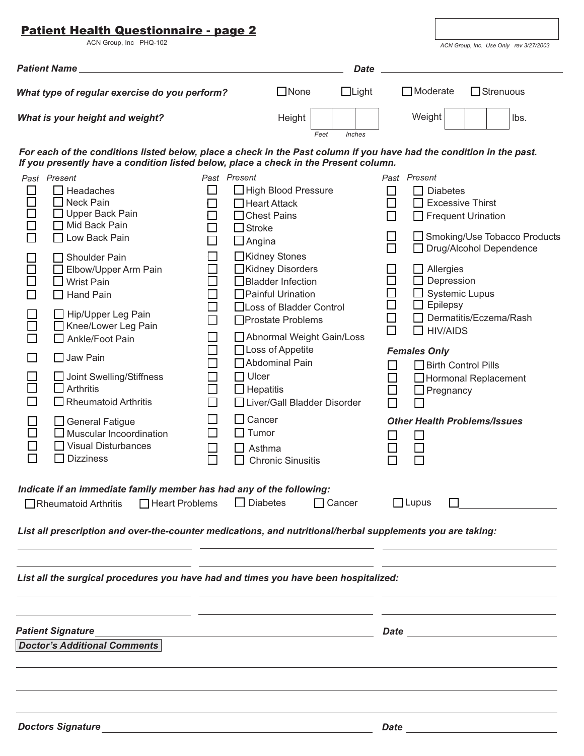# Patient Health Questionnaire - page 2

ACN Group, Inc PHQ-102

ACN Group, Inc. Use Only rev 3/27/2003

**Patient Name** \_\_\_\_\_\_\_\_\_\_\_\_\_\_\_\_\_\_\_\_\_\_\_\_ **Date** \_\_\_\_\_\_\_\_\_\_\_\_

***What type of regular exercise do you perform?*** ☐ None ☐ Light ☐ Moderate ☐ Strenuous

***What is your height and weight?*** Height ☐ Feet ☐ Inches Weight ☐ lbs.

***For each of the conditions listed below, place a check in the Past column if you have had the condition in the past. If you presently have a condition listed below, place a check in the Present column.***

| Past | Present | | Past | Present | | Past | Present | |
|---|---|---|---|---|---|---|---|---|
| ☐ | ☐ | Headaches | ☐ | ☐ | High Blood Pressure | ☐ | ☐ | Diabetes |
| ☐ | ☐ | Neck Pain | ☐ | ☐ | Heart Attack | ☐ | ☐ | Excessive Thirst |
| ☐ | ☐ | Upper Back Pain | ☐ | ☐ | Chest Pains | ☐ | ☐ | Frequent Urination |
| ☐ | ☐ | Mid Back Pain | ☐ | ☐ | Stroke | ☐ | ☐ | Smoking/Use Tobacco Products |
| ☐ | ☐ | Low Back Pain | ☐ | ☐ | Angina | ☐ | ☐ | Drug/Alcohol Dependence |
| ☐ | ☐ | Shoulder Pain | ☐ | ☐ | Kidney Stones | ☐ | ☐ | Allergies |
| ☐ | ☐ | Elbow/Upper Arm Pain | ☐ | ☐ | Kidney Disorders | ☐ | ☐ | Depression |
| ☐ | ☐ | Wrist Pain | ☐ | ☐ | Bladder Infection | ☐ | ☐ | Systemic Lupus |
| ☐ | ☐ | Hand Pain | ☐ | ☐ | Painful Urination | ☐ | ☐ | Epilepsy |
| ☐ | ☐ | Hip/Upper Leg Pain | ☐ | ☐ | Loss of Bladder Control | ☐ | ☐ | Dermatitis/Eczema/Rash |
| ☐ | ☐ | Knee/Lower Leg Pain | ☐ | ☐ | Prostate Problems | ☐ | ☐ | HIV/AIDS |
| ☐ | ☐ | Ankle/Foot Pain | ☐ | ☐ | Abnormal Weight Gain/Loss | | | ***Females Only*** |
| ☐ | ☐ | Jaw Pain | ☐ | ☐ | Loss of Appetite | ☐ | ☐ | Birth Control Pills |
| ☐ | ☐ | Joint Swelling/Stiffness | ☐ | ☐ | Abdominal Pain | ☐ | ☐ | Hormonal Replacement |
| ☐ | ☐ | Arthritis | ☐ | ☐ | Ulcer | ☐ | ☐ | Pregnancy |
| ☐ | ☐ | Rheumatoid Arthritis | ☐ | ☐ | Hepatitis | ☐ | ☐ | |
| ☐ | ☐ | General Fatigue | ☐ | ☐ | Liver/Gall Bladder Disorder | | | ***Other Health Problems/Issues*** |
| ☐ | ☐ | Muscular Incoordination | ☐ | ☐ | Cancer | ☐ | ☐ | |
| ☐ | ☐ | Visual Disturbances | ☐ | ☐ | Tumor | ☐ | ☐ | |
| ☐ | ☐ | Dizziness | ☐ | ☐ | Asthma | ☐ | ☐ | |
| | | | ☐ | ☐ | Chronic Sinusitis | | | |

***Indicate if an immediate family member has had any of the following:***

☐ Rheumatoid Arthritis ☐ Heart Problems ☐ Diabetes ☐ Cancer ☐ Lupus ☐ \_\_\_\_\_\_\_\_\_\_

***List all prescription and over-the-counter medications, and nutritional/herbal supplements you are taking:***

\_\_\_\_\_\_\_\_\_\_\_\_\_\_\_\_\_\_\_\_\_\_\_\_\_\_\_\_\_\_\_\_\_\_\_\_\_\_\_\_\_\_\_\_\_\_\_\_

\_\_\_\_\_\_\_\_\_\_\_\_\_\_\_\_\_\_\_\_\_\_\_\_\_\_\_\_\_\_\_\_\_\_\_\_\_\_\_\_\_\_\_\_\_\_\_\_

***List all the surgical procedures you have had and times you have been hospitalized:***

\_\_\_\_\_\_\_\_\_\_\_\_\_\_\_\_\_\_\_\_\_\_\_\_\_\_\_\_\_\_\_\_\_\_\_\_\_\_\_\_\_\_\_\_\_\_\_\_

\_\_\_\_\_\_\_\_\_\_\_\_\_\_\_\_\_\_\_\_\_\_\_\_\_\_\_\_\_\_\_\_\_\_\_\_\_\_\_\_\_\_\_\_\_\_\_\_

***Patient Signature*** \_\_\_\_\_\_\_\_\_\_\_\_\_\_\_\_\_\_\_\_\_\_\_\_ ***Date*** \_\_\_\_\_\_\_\_\_\_\_\_

***Doctor's Additional Comments***

\_\_\_\_\_\_\_\_\_\_\_\_\_\_\_\_\_\_\_\_\_\_\_\_\_\_\_\_\_\_\_\_\_\_\_\_\_\_\_\_\_\_\_\_\_\_\_\_

\_\_\_\_\_\_\_\_\_\_\_\_\_\_\_\_\_\_\_\_\_\_\_\_\_\_\_\_\_\_\_\_\_\_\_\_\_\_\_\_\_\_\_\_\_\_\_\_

\_\_\_\_\_\_\_\_\_\_\_\_\_\_\_\_\_\_\_\_\_\_\_\_\_\_\_\_\_\_\_\_\_\_\_\_\_\_\_\_\_\_\_\_\_\_\_\_

***Doctors Signature*** \_\_\_\_\_\_\_\_\_\_\_\_\_\_\_\_\_\_\_\_\_\_\_\_ ***Date*** \_\_\_\_\_\_\_\_\_\_\_\_